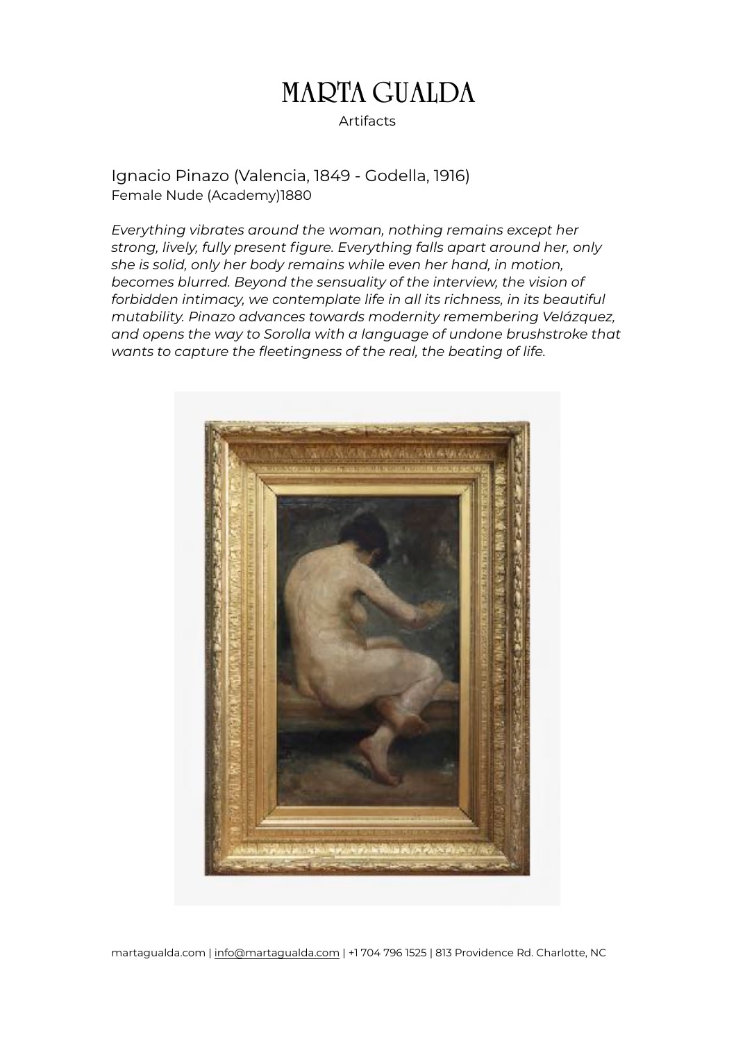# MARTA GUALDA

Artifacts

Ignacio Pinazo (Valencia, 1849 - Godella, 1916)
Female Nude (Academy)1880

*Everything vibrates around the woman, nothing remains except her strong, lively, fully present figure. Everything falls apart around her, only she is solid, only her body remains while even her hand, in motion, becomes blurred. Beyond the sensuality of the interview, the vision of forbidden intimacy, we contemplate life in all its richness, in its beautiful mutability. Pinazo advances towards modernity remembering Velázquez, and opens the way to Sorolla with a language of undone brushstroke that wants to capture the fleetingness of the real, the beating of life.*

martagualda.com | info@martagualda.com | +1 704 796 1525 | 813 Providence Rd. Charlotte, NC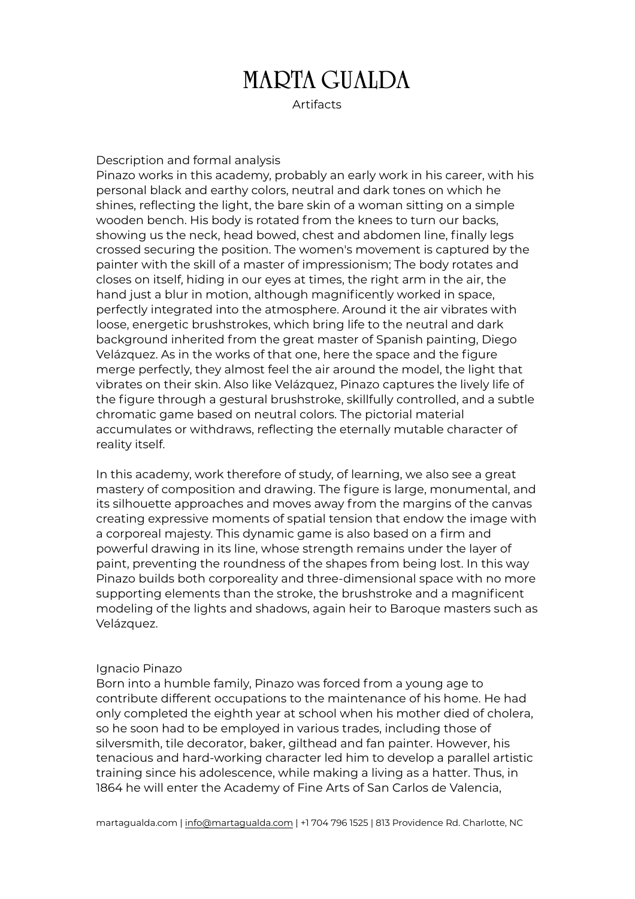Description and formal analysis

Pinazo works in this academy, probably an early work in his career, with his personal black and earthy colors, neutral and dark tones on which he shines, reflecting the light, the bare skin of a woman sitting on a simple wooden bench. His body is rotated from the knees to turn our backs, showing us the neck, head bowed, chest and abdomen line, finally legs crossed securing the position. The women's movement is captured by the painter with the skill of a master of impressionism; The body rotates and closes on itself, hiding in our eyes at times, the right arm in the air, the hand just a blur in motion, although magnificently worked in space, perfectly integrated into the atmosphere. Around it the air vibrates with loose, energetic brushstrokes, which bring life to the neutral and dark background inherited from the great master of Spanish painting, Diego Velázquez. As in the works of that one, here the space and the figure merge perfectly, they almost feel the air around the model, the light that vibrates on their skin. Also like Velázquez, Pinazo captures the lively life of the figure through a gestural brushstroke, skillfully controlled, and a subtle chromatic game based on neutral colors. The pictorial material accumulates or withdraws, reflecting the eternally mutable character of reality itself.

In this academy, work therefore of study, of learning, we also see a great mastery of composition and drawing. The figure is large, monumental, and its silhouette approaches and moves away from the margins of the canvas creating expressive moments of spatial tension that endow the image with a corporeal majesty. This dynamic game is also based on a firm and powerful drawing in its line, whose strength remains under the layer of paint, preventing the roundness of the shapes from being lost. In this way Pinazo builds both corporeality and three-dimensional space with no more supporting elements than the stroke, the brushstroke and a magnificent modeling of the lights and shadows, again heir to Baroque masters such as Velázquez.

Ignacio Pinazo

Born into a humble family, Pinazo was forced from a young age to contribute different occupations to the maintenance of his home. He had only completed the eighth year at school when his mother died of cholera, so he soon had to be employed in various trades, including those of silversmith, tile decorator, baker, gilthead and fan painter. However, his tenacious and hard-working character led him to develop a parallel artistic training since his adolescence, while making a living as a hatter. Thus, in 1864 he will enter the Academy of Fine Arts of San Carlos de Valencia,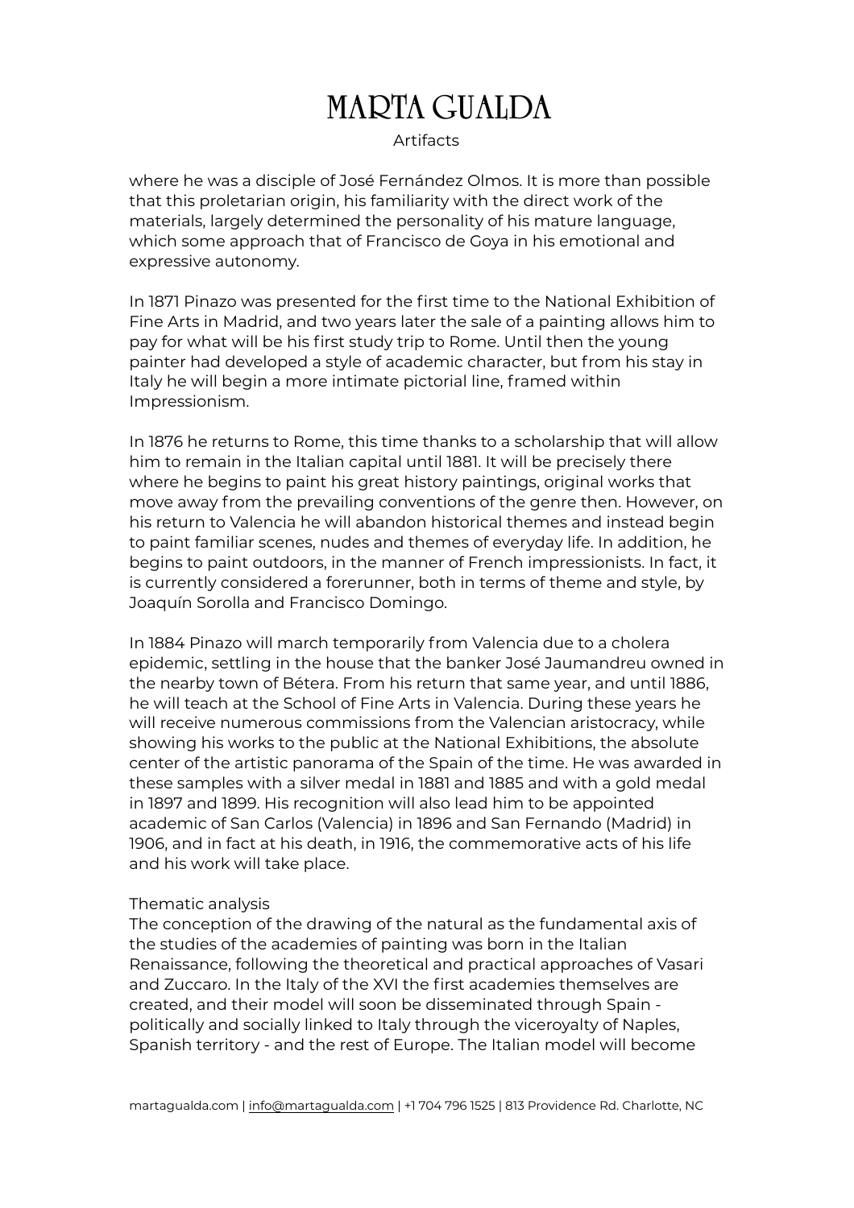where he was a disciple of José Fernández Olmos. It is more than possible that this proletarian origin, his familiarity with the direct work of the materials, largely determined the personality of his mature language, which some approach that of Francisco de Goya in his emotional and expressive autonomy.

In 1871 Pinazo was presented for the first time to the National Exhibition of Fine Arts in Madrid, and two years later the sale of a painting allows him to pay for what will be his first study trip to Rome. Until then the young painter had developed a style of academic character, but from his stay in Italy he will begin a more intimate pictorial line, framed within Impressionism.

In 1876 he returns to Rome, this time thanks to a scholarship that will allow him to remain in the Italian capital until 1881. It will be precisely there where he begins to paint his great history paintings, original works that move away from the prevailing conventions of the genre then. However, on his return to Valencia he will abandon historical themes and instead begin to paint familiar scenes, nudes and themes of everyday life. In addition, he begins to paint outdoors, in the manner of French impressionists. In fact, it is currently considered a forerunner, both in terms of theme and style, by Joaquín Sorolla and Francisco Domingo.

In 1884 Pinazo will march temporarily from Valencia due to a cholera epidemic, settling in the house that the banker José Jaumandreu owned in the nearby town of Bétera. From his return that same year, and until 1886, he will teach at the School of Fine Arts in Valencia. During these years he will receive numerous commissions from the Valencian aristocracy, while showing his works to the public at the National Exhibitions, the absolute center of the artistic panorama of the Spain of the time. He was awarded in these samples with a silver medal in 1881 and 1885 and with a gold medal in 1897 and 1899. His recognition will also lead him to be appointed academic of San Carlos (Valencia) in 1896 and San Fernando (Madrid) in 1906, and in fact at his death, in 1916, the commemorative acts of his life and his work will take place.

Thematic analysis

The conception of the drawing of the natural as the fundamental axis of the studies of the academies of painting was born in the Italian Renaissance, following the theoretical and practical approaches of Vasari and Zuccaro. In the Italy of the XVI the first academies themselves are created, and their model will soon be disseminated through Spain - politically and socially linked to Italy through the viceroyalty of Naples, Spanish territory - and the rest of Europe. The Italian model will become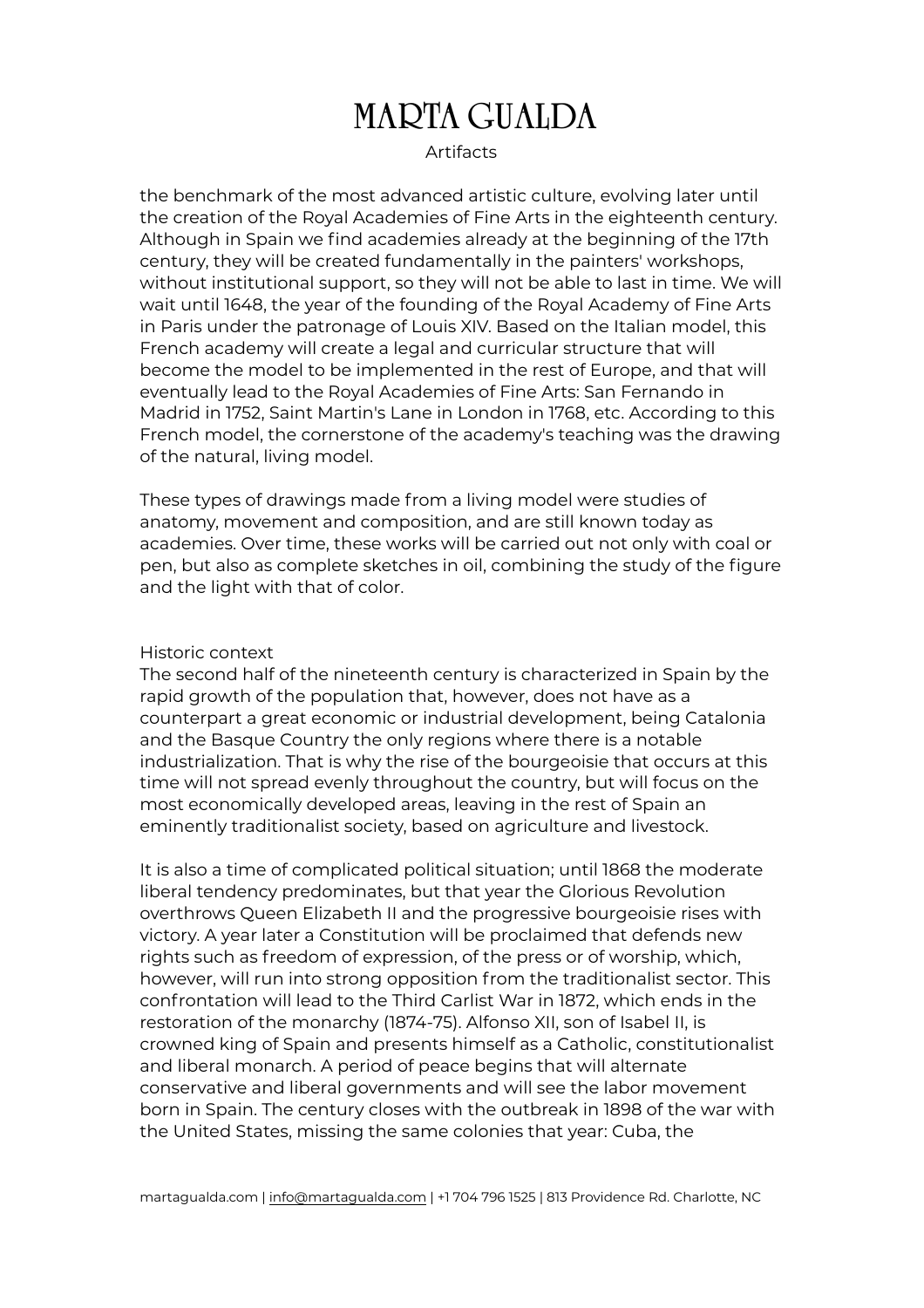the benchmark of the most advanced artistic culture, evolving later until the creation of the Royal Academies of Fine Arts in the eighteenth century. Although in Spain we find academies already at the beginning of the 17th century, they will be created fundamentally in the painters' workshops, without institutional support, so they will not be able to last in time. We will wait until 1648, the year of the founding of the Royal Academy of Fine Arts in Paris under the patronage of Louis XIV. Based on the Italian model, this French academy will create a legal and curricular structure that will become the model to be implemented in the rest of Europe, and that will eventually lead to the Royal Academies of Fine Arts: San Fernando in Madrid in 1752, Saint Martin's Lane in London in 1768, etc. According to this French model, the cornerstone of the academy's teaching was the drawing of the natural, living model.

These types of drawings made from a living model were studies of anatomy, movement and composition, and are still known today as academies. Over time, these works will be carried out not only with coal or pen, but also as complete sketches in oil, combining the study of the figure and the light with that of color.

## Historic context

The second half of the nineteenth century is characterized in Spain by the rapid growth of the population that, however, does not have as a counterpart a great economic or industrial development, being Catalonia and the Basque Country the only regions where there is a notable industrialization. That is why the rise of the bourgeoisie that occurs at this time will not spread evenly throughout the country, but will focus on the most economically developed areas, leaving in the rest of Spain an eminently traditionalist society, based on agriculture and livestock.

It is also a time of complicated political situation; until 1868 the moderate liberal tendency predominates, but that year the Glorious Revolution overthrows Queen Elizabeth II and the progressive bourgeoisie rises with victory. A year later a Constitution will be proclaimed that defends new rights such as freedom of expression, of the press or of worship, which, however, will run into strong opposition from the traditionalist sector. This confrontation will lead to the Third Carlist War in 1872, which ends in the restoration of the monarchy (1874-75). Alfonso XII, son of Isabel II, is crowned king of Spain and presents himself as a Catholic, constitutionalist and liberal monarch. A period of peace begins that will alternate conservative and liberal governments and will see the labor movement born in Spain. The century closes with the outbreak in 1898 of the war with the United States, missing the same colonies that year: Cuba, the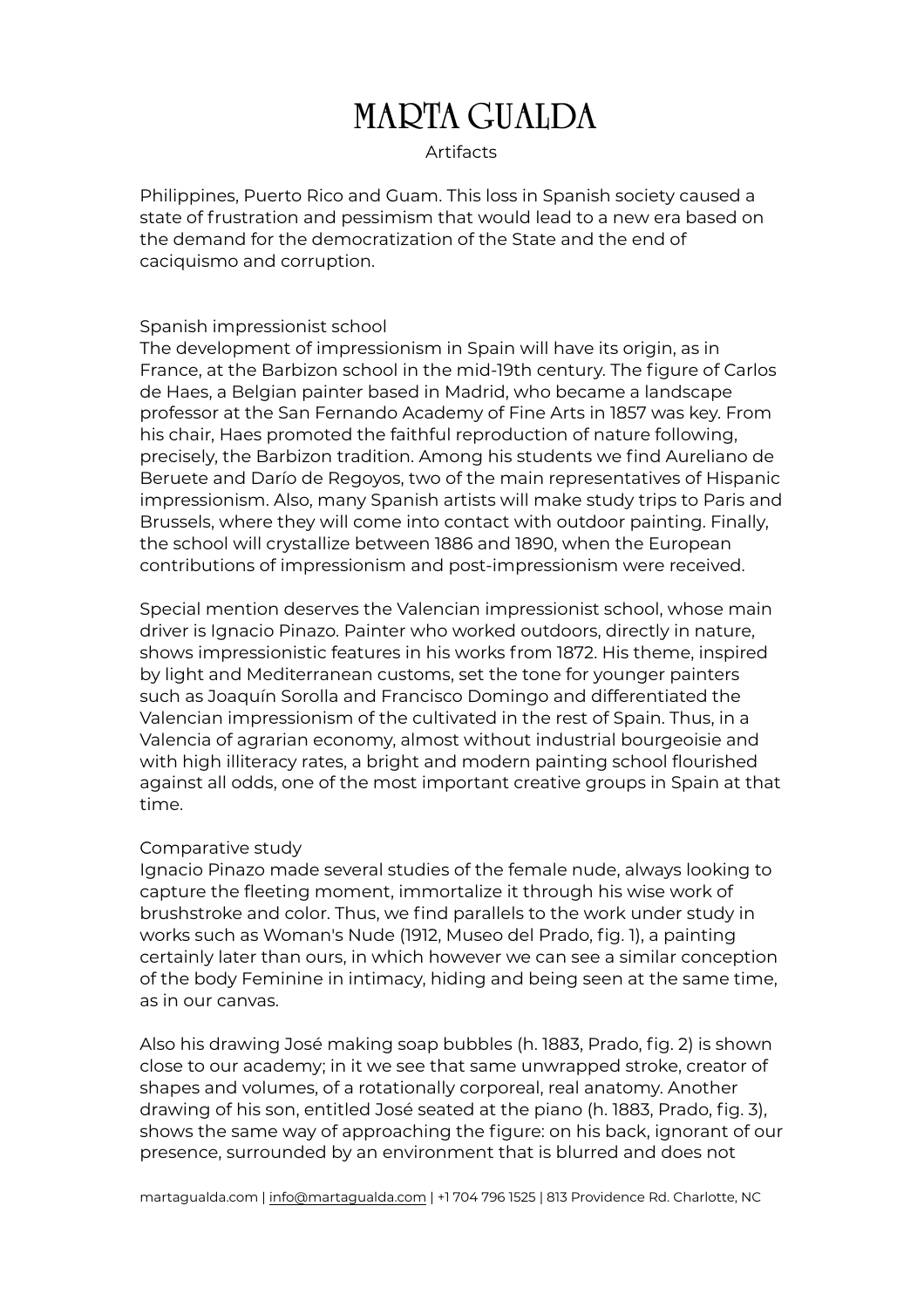Philippines, Puerto Rico and Guam. This loss in Spanish society caused a state of frustration and pessimism that would lead to a new era based on the demand for the democratization of the State and the end of caciquismo and corruption.

## Spanish impressionist school

The development of impressionism in Spain will have its origin, as in France, at the Barbizon school in the mid-19th century. The figure of Carlos de Haes, a Belgian painter based in Madrid, who became a landscape professor at the San Fernando Academy of Fine Arts in 1857 was key. From his chair, Haes promoted the faithful reproduction of nature following, precisely, the Barbizon tradition. Among his students we find Aureliano de Beruete and Darío de Regoyos, two of the main representatives of Hispanic impressionism. Also, many Spanish artists will make study trips to Paris and Brussels, where they will come into contact with outdoor painting. Finally, the school will crystallize between 1886 and 1890, when the European contributions of impressionism and post-impressionism were received.

Special mention deserves the Valencian impressionist school, whose main driver is Ignacio Pinazo. Painter who worked outdoors, directly in nature, shows impressionistic features in his works from 1872. His theme, inspired by light and Mediterranean customs, set the tone for younger painters such as Joaquín Sorolla and Francisco Domingo and differentiated the Valencian impressionism of the cultivated in the rest of Spain. Thus, in a Valencia of agrarian economy, almost without industrial bourgeoisie and with high illiteracy rates, a bright and modern painting school flourished against all odds, one of the most important creative groups in Spain at that time.

## Comparative study

Ignacio Pinazo made several studies of the female nude, always looking to capture the fleeting moment, immortalize it through his wise work of brushstroke and color. Thus, we find parallels to the work under study in works such as Woman's Nude (1912, Museo del Prado, fig. 1), a painting certainly later than ours, in which however we can see a similar conception of the body Feminine in intimacy, hiding and being seen at the same time, as in our canvas.

Also his drawing José making soap bubbles (h. 1883, Prado, fig. 2) is shown close to our academy; in it we see that same unwrapped stroke, creator of shapes and volumes, of a rotationally corporeal, real anatomy. Another drawing of his son, entitled José seated at the piano (h. 1883, Prado, fig. 3), shows the same way of approaching the figure: on his back, ignorant of our presence, surrounded by an environment that is blurred and does not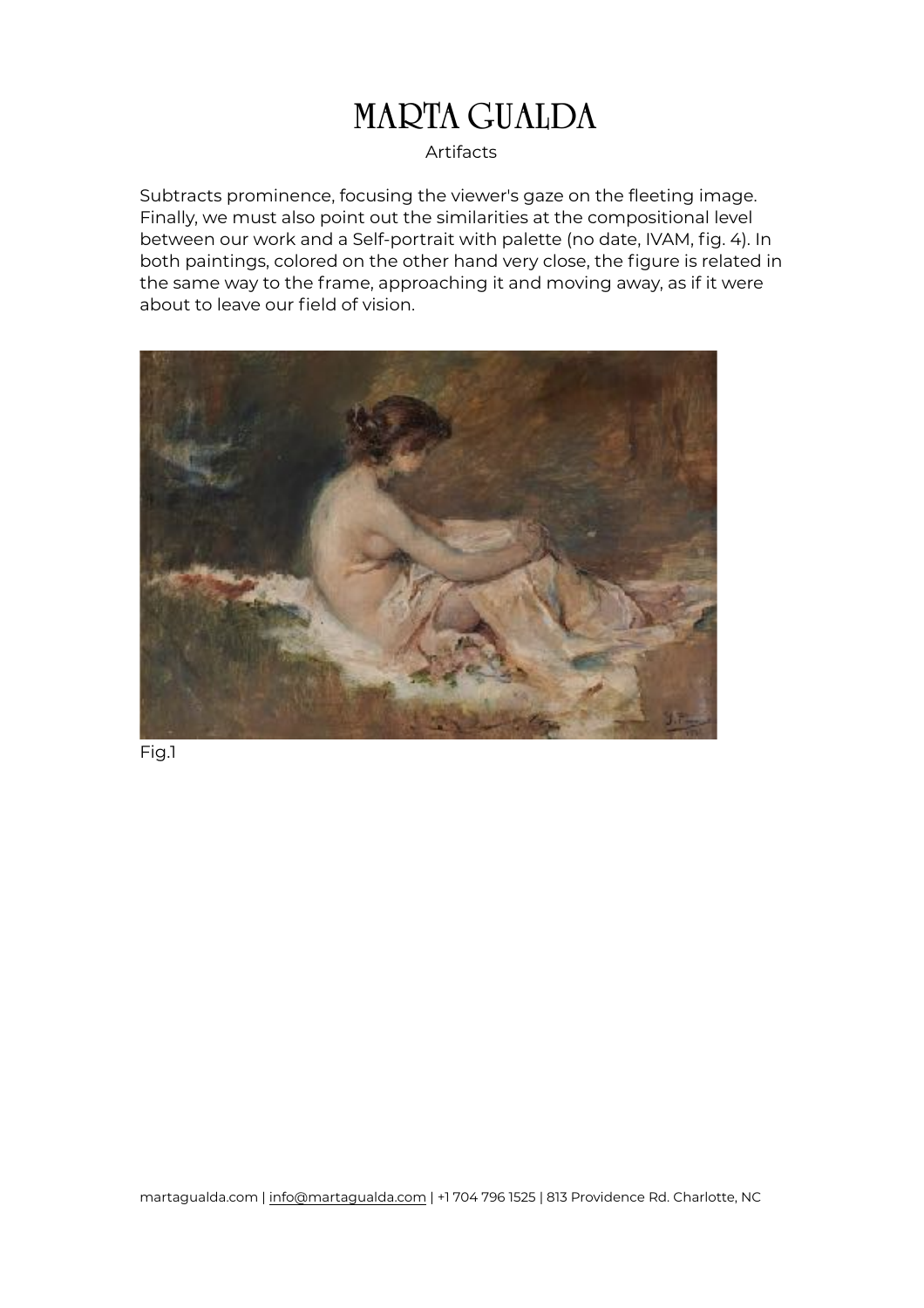Subtracts prominence, focusing the viewer's gaze on the fleeting image. Finally, we must also point out the similarities at the compositional level between our work and a Self-portrait with palette (no date, IVAM, fig. 4). In both paintings, colored on the other hand very close, the figure is related in the same way to the frame, approaching it and moving away, as if it were about to leave our field of vision.

Fig.1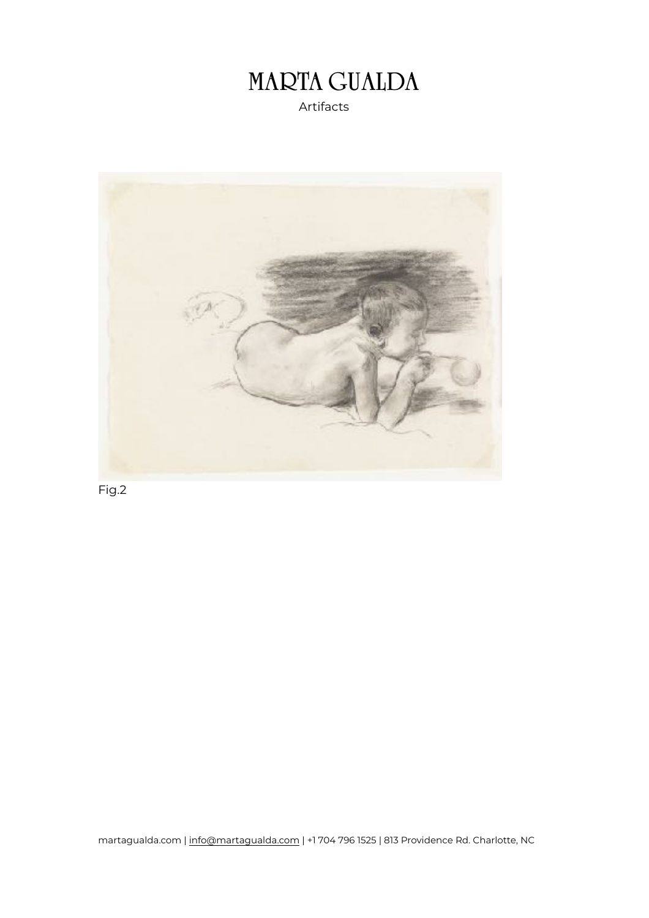# MARTA GUALDA

Artifacts

Fig.2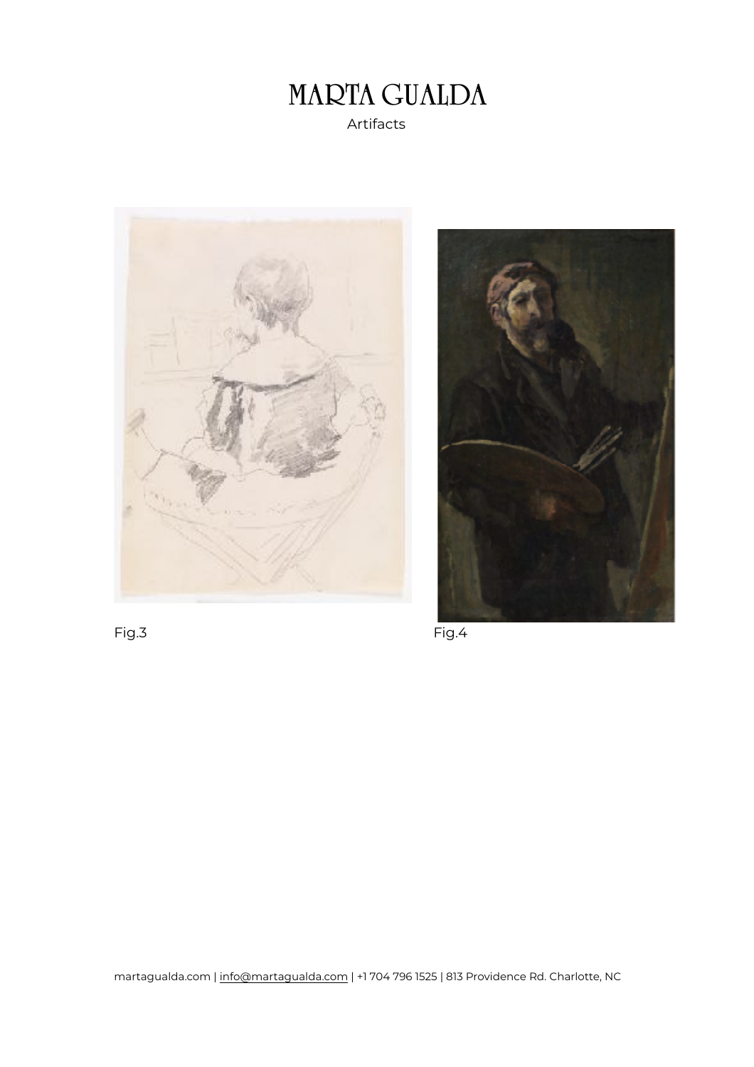Fig.3

Fig.4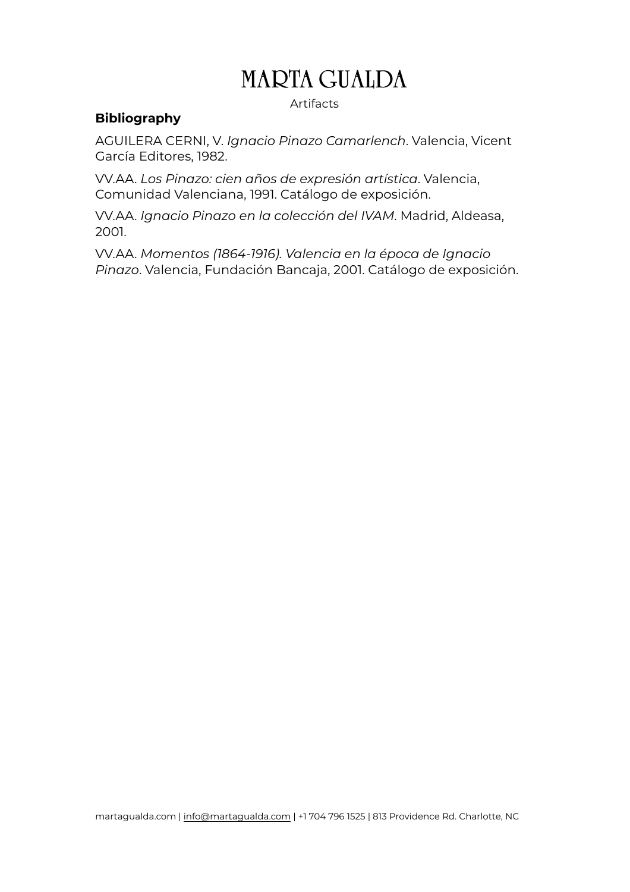## Bibliography

AGUILERA CERNI, V. *Ignacio Pinazo Camarlench*. Valencia, Vicent García Editores, 1982.

VV.AA. *Los Pinazo: cien años de expresión artística*. Valencia, Comunidad Valenciana, 1991. Catálogo de exposición.

VV.AA. *Ignacio Pinazo en la colección del IVAM*. Madrid, Aldeasa, 2001.

VV.AA. *Momentos (1864-1916). Valencia en la época de Ignacio Pinazo*. Valencia, Fundación Bancaja, 2001. Catálogo de exposición.